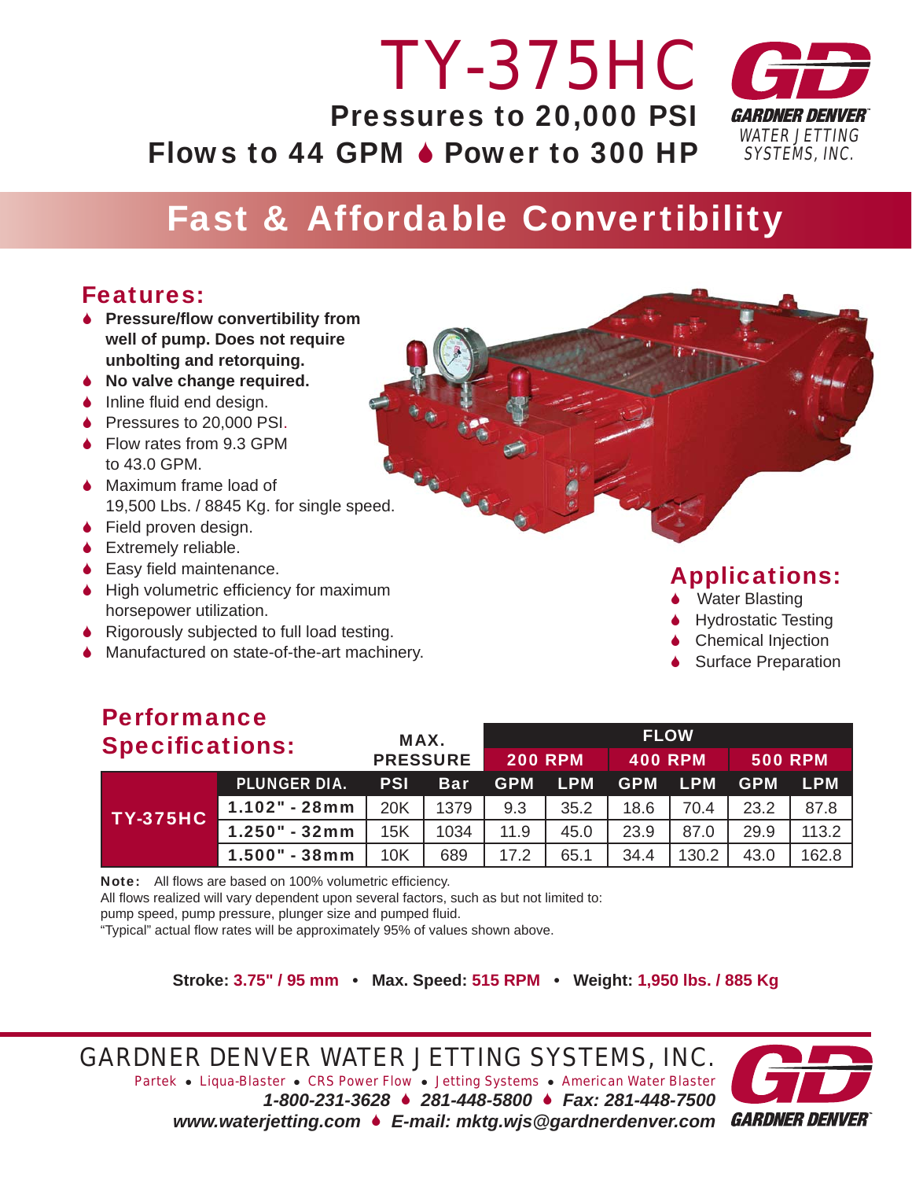# TY-375HC

**Pressures to 20,000 PSI**
**Flows to 44 GPM ♦ Power to 300 HP**

GARDNER DENVER
WATER JETTING SYSTEMS, INC.

## Fast & Affordable Convertibility

### Features:

- **Pressure/flow convertibility from well of pump. Does not require unbolting and retorquing.**
- **No valve change required.**
- Inline fluid end design.
- Pressures to 20,000 PSI.
- Flow rates from 9.3 GPM to 43.0 GPM.
- Maximum frame load of 19,500 Lbs. / 8845 Kg. for single speed.
- Field proven design.
- Extremely reliable.
- Easy field maintenance.
- High volumetric efficiency for maximum horsepower utilization.
- Rigorously subjected to full load testing.
- Manufactured on state-of-the-art machinery.

### Applications:

- Water Blasting
- Hydrostatic Testing
- Chemical Injection
- Surface Preparation

### Performance Specifications:

| | | MAX. PRESSURE | | FLOW | | | | | |
|---|---|---|---|---|---|---|---|---|---|
| | | | | 200 RPM | | 400 RPM | | 500 RPM | |
| | PLUNGER DIA. | PSI | Bar | GPM | LPM | GPM | LPM | GPM | LPM |
| TY-375HC | 1.102" - 28mm | 20K | 1379 | 9.3 | 35.2 | 18.6 | 70.4 | 23.2 | 87.8 |
| | 1.250" - 32mm | 15K | 1034 | 11.9 | 45.0 | 23.9 | 87.0 | 29.9 | 113.2 |
| | 1.500" - 38mm | 10K | 689 | 17.2 | 65.1 | 34.4 | 130.2 | 43.0 | 162.8 |

**Note:** All flows are based on 100% volumetric efficiency.
All flows realized will vary dependent upon several factors, such as but not limited to:
pump speed, pump pressure, plunger size and pumped fluid.
"Typical" actual flow rates will be approximately 95% of values shown above.

**Stroke:** 3.75" / 95 mm • **Max. Speed:** 515 RPM • **Weight:** 1,950 lbs. / 885 Kg

GARDNER DENVER WATER JETTING SYSTEMS, INC.
Partek • Liqua-Blaster • CRS Power Flow • Jetting Systems • American Water Blaster
*1-800-231-3628 ♦ 281-448-5800 ♦ Fax: 281-448-7500*
*www.waterjetting.com ♦ E-mail: mktg.wjs@gardnerdenver.com*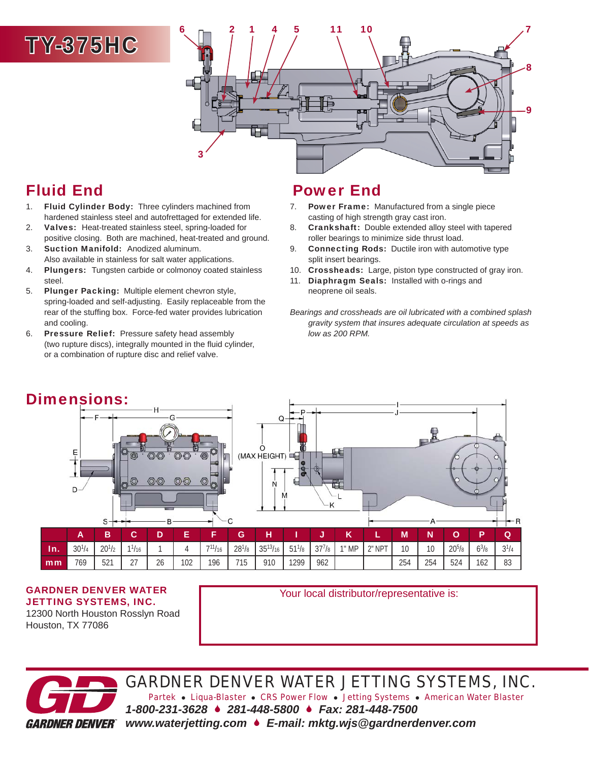# TY-375HC

## Fluid End

1. **Fluid Cylinder Body:** Three cylinders machined from hardened stainless steel and autofrettaged for extended life.
2. **Valves:** Heat-treated stainless steel, spring-loaded for positive closing. Both are machined, heat-treated and ground.
3. **Suction Manifold:** Anodized aluminum. Also available in stainless for salt water applications.
4. **Plungers:** Tungsten carbide or colmonoy coated stainless steel.
5. **Plunger Packing:** Multiple element chevron style, spring-loaded and self-adjusting. Easily replaceable from the rear of the stuffing box. Force-fed water provides lubrication and cooling.
6. **Pressure Relief:** Pressure safety head assembly (two rupture discs), integrally mounted in the fluid cylinder, or a combination of rupture disc and relief valve.

## Power End

7. **Power Frame:** Manufactured from a single piece casting of high strength gray cast iron.
8. **Crankshaft:** Double extended alloy steel with tapered roller bearings to minimize side thrust load.
9. **Connecting Rods:** Ductile iron with automotive type split insert bearings.
10. **Crossheads:** Large, piston type constructed of gray iron.
11. **Diaphragm Seals:** Installed with o-rings and neoprene oil seals.

*Bearings and crossheads are oil lubricated with a combined splash gravity system that insures adequate circulation at speeds as low as 200 RPM.*

## Dimensions:

O (MAX HEIGHT)

| | A | B | C | D | E | F | G | H | I | J | K | L | M | N | O | P | Q |
|---|---|---|---|---|---|---|---|---|---|---|---|---|---|---|---|---|---|
| **In.** | 30 1/4 | 20 1/2 | 1 1/16 | 1 | 4 | 7 11/16 | 28 1/8 | 35 13/16 | 51 1/8 | 37 7/8 | 1" MP | 2" NPT | 10 | 10 | 20 5/8 | 6 3/8 | 3 1/4 |
| **mm** | 769 | 521 | 27 | 26 | 102 | 196 | 715 | 910 | 1299 | 962 | | | 254 | 254 | 524 | 162 | 83 |

**GARDNER DENVER WATER JETTING SYSTEMS, INC.**
12300 North Houston Rosslyn Road
Houston, TX 77086

Your local distributor/representative is:

GARDNER DENVER WATER JETTING SYSTEMS, INC.
Partek • Liqua-Blaster • CRS Power Flow • Jetting Systems • American Water Blaster
**1-800-231-3628 ♦ 281-448-5800 ♦ Fax: 281-448-7500**
**www.waterjetting.com ♦ E-mail: mktg.wjs@gardnerdenver.com**